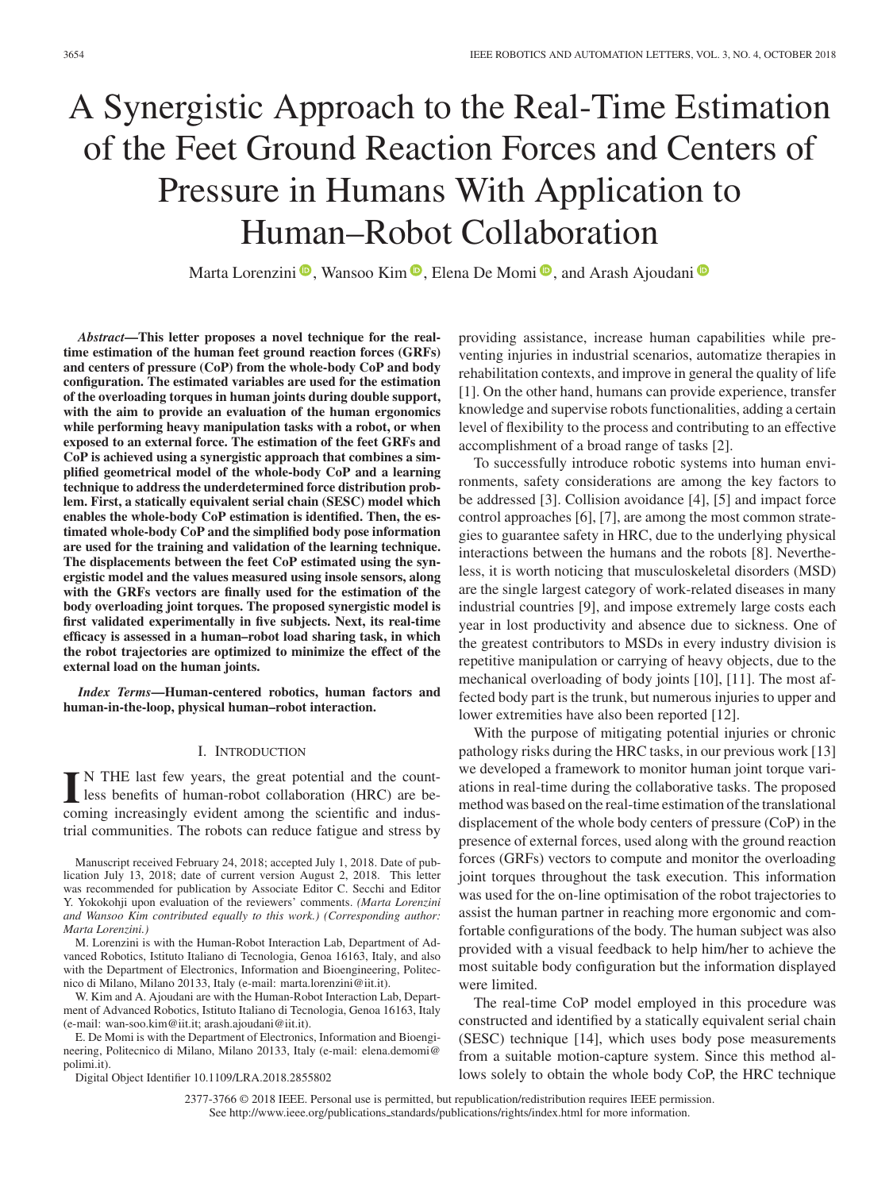# A Synergistic Approach to the Real-Time Estimation of the Feet Ground Reaction Forces and Centers of Pressure in Humans With Application to Human–Robot Collaboration

Marta Lorenzini, Wansoo Kim, Elena De Momi, and Arash Ajoudani

***Abstract*—This letter proposes a novel technique for the real-time estimation of the human feet ground reaction forces (GRFs) and centers of pressure (CoP) from the whole-body CoP and body configuration. The estimated variables are used for the estimation of the overloading torques in human joints during double support, with the aim to provide an evaluation of the human ergonomics while performing heavy manipulation tasks with a robot, or when exposed to an external force. The estimation of the feet GRFs and CoP is achieved using a synergistic approach that combines a simplified geometrical model of the whole-body CoP and a learning technique to address the underdetermined force distribution problem. First, a statically equivalent serial chain (SESC) model which enables the whole-body CoP estimation is identified. Then, the estimated whole-body CoP and the simplified body pose information are used for the training and validation of the learning technique. The displacements between the feet CoP estimated using the synergistic model and the values measured using insole sensors, along with the GRFs vectors are finally used for the estimation of the body overloading joint torques. The proposed synergistic model is first validated experimentally in five subjects. Next, its real-time efficacy is assessed in a human–robot load sharing task, in which the robot trajectories are optimized to minimize the effect of the external load on the human joints.**

***Index Terms*—Human-centered robotics, human factors and human-in-the-loop, physical human–robot interaction.**

## I. Introduction

In the last few years, the great potential and the countless benefits of human-robot collaboration (HRC) are becoming increasingly evident among the scientific and industrial communities. The robots can reduce fatigue and stress by providing assistance, increase human capabilities while preventing injuries in industrial scenarios, automatize therapies in rehabilitation contexts, and improve in general the quality of life [1]. On the other hand, humans can provide experience, transfer knowledge and supervise robots functionalities, adding a certain level of flexibility to the process and contributing to an effective accomplishment of a broad range of tasks [2].

To successfully introduce robotic systems into human environments, safety considerations are among the key factors to be addressed [3]. Collision avoidance [4], [5] and impact force control approaches [6], [7], are among the most common strategies to guarantee safety in HRC, due to the underlying physical interactions between the humans and the robots [8]. Nevertheless, it is worth noticing that musculoskeletal disorders (MSD) are the single largest category of work-related diseases in many industrial countries [9], and impose extremely large costs each year in lost productivity and absence due to sickness. One of the greatest contributors to MSDs in every industry division is repetitive manipulation or carrying of heavy objects, due to the mechanical overloading of body joints [10], [11]. The most affected body part is the trunk, but numerous injuries to upper and lower extremities have also been reported [12].

With the purpose of mitigating potential injuries or chronic pathology risks during the HRC tasks, in our previous work [13] we developed a framework to monitor human joint torque variations in real-time during the collaborative tasks. The proposed method was based on the real-time estimation of the translational displacement of the whole body centers of pressure (CoP) in the presence of external forces, used along with the ground reaction forces (GRFs) vectors to compute and monitor the overloading joint torques throughout the task execution. This information was used for the on-line optimisation of the robot trajectories to assist the human partner in reaching more ergonomic and comfortable configurations of the body. The human subject was also provided with a visual feedback to help him/her to achieve the most suitable body configuration but the information displayed were limited.

The real-time CoP model employed in this procedure was constructed and identified by a statically equivalent serial chain (SESC) technique [14], which uses body pose measurements from a suitable motion-capture system. Since this method allows solely to obtain the whole body CoP, the HRC technique

Manuscript received February 24, 2018; accepted July 1, 2018. Date of publication July 13, 2018; date of current version August 2, 2018. This letter was recommended for publication by Associate Editor C. Secchi and Editor Y. Yokokohji upon evaluation of the reviewers' comments. *(Marta Lorenzini and Wansoo Kim contributed equally to this work.) (Corresponding author: Marta Lorenzini.)*

M. Lorenzini is with the Human-Robot Interaction Lab, Department of Advanced Robotics, Istituto Italiano di Tecnologia, Genoa 16163, Italy, and also with the Department of Electronics, Information and Bioengineering, Politecnico di Milano, Milano 20133, Italy (e-mail: marta.lorenzini@iit.it).

W. Kim and A. Ajoudani are with the Human-Robot Interaction Lab, Department of Advanced Robotics, Istituto Italiano di Tecnologia, Genoa 16163, Italy (e-mail: wan-soo.kim@iit.it; arash.ajoudani@iit.it).

E. De Momi is with the Department of Electronics, Information and Bioengineering, Politecnico di Milano, Milano 20133, Italy (e-mail: elena.demomi@polimi.it).

Digital Object Identifier 10.1109/LRA.2018.2855802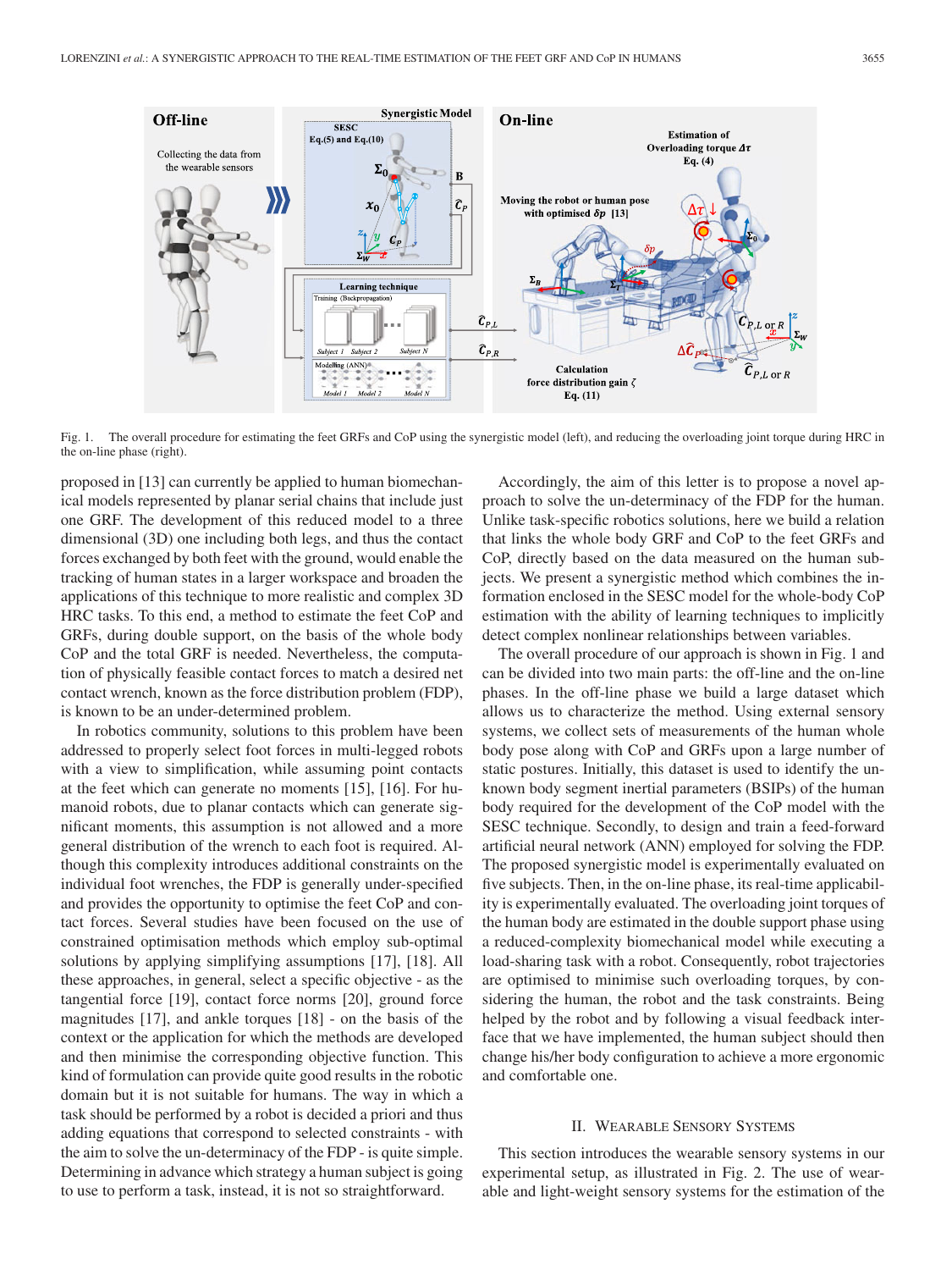Fig. 1. The overall procedure for estimating the feet GRFs and CoP using the synergistic model (left), and reducing the overloading joint torque during HRC in the on-line phase (right).

proposed in [13] can currently be applied to human biomechanical models represented by planar serial chains that include just one GRF. The development of this reduced model to a three dimensional (3D) one including both legs, and thus the contact forces exchanged by both feet with the ground, would enable the tracking of human states in a larger workspace and broaden the applications of this technique to more realistic and complex 3D HRC tasks. To this end, a method to estimate the feet CoP and GRFs, during double support, on the basis of the whole body CoP and the total GRF is needed. Nevertheless, the computation of physically feasible contact forces to match a desired net contact wrench, known as the force distribution problem (FDP), is known to be an under-determined problem.

In robotics community, solutions to this problem have been addressed to properly select foot forces in multi-legged robots with a view to simplification, while assuming point contacts at the feet which can generate no moments [15], [16]. For humanoid robots, due to planar contacts which can generate significant moments, this assumption is not allowed and a more general distribution of the wrench to each foot is required. Although this complexity introduces additional constraints on the individual foot wrenches, the FDP is generally under-specified and provides the opportunity to optimise the feet CoP and contact forces. Several studies have been focused on the use of constrained optimisation methods which employ sub-optimal solutions by applying simplifying assumptions [17], [18]. All these approaches, in general, select a specific objective - as the tangential force [19], contact force norms [20], ground force magnitudes [17], and ankle torques [18] - on the basis of the context or the application for which the methods are developed and then minimise the corresponding objective function. This kind of formulation can provide quite good results in the robotic domain but it is not suitable for humans. The way in which a task should be performed by a robot is decided a priori and thus adding equations that correspond to selected constraints - with the aim to solve the un-determinacy of the FDP - is quite simple. Determining in advance which strategy a human subject is going to use to perform a task, instead, it is not so straightforward.

Accordingly, the aim of this letter is to propose a novel approach to solve the un-determinacy of the FDP for the human. Unlike task-specific robotics solutions, here we build a relation that links the whole body GRF and CoP to the feet GRFs and CoP, directly based on the data measured on the human subjects. We present a synergistic method which combines the information enclosed in the SESC model for the whole-body CoP estimation with the ability of learning techniques to implicitly detect complex nonlinear relationships between variables.

The overall procedure of our approach is shown in Fig. 1 and can be divided into two main parts: the off-line and the on-line phases. In the off-line phase we build a large dataset which allows us to characterize the method. Using external sensory systems, we collect sets of measurements of the human whole body pose along with CoP and GRFs upon a large number of static postures. Initially, this dataset is used to identify the unknown body segment inertial parameters (BSIPs) of the human body required for the development of the CoP model with the SESC technique. Secondly, to design and train a feed-forward artificial neural network (ANN) employed for solving the FDP. The proposed synergistic model is experimentally evaluated on five subjects. Then, in the on-line phase, its real-time applicability is experimentally evaluated. The overloading joint torques of the human body are estimated in the double support phase using a reduced-complexity biomechanical model while executing a load-sharing task with a robot. Consequently, robot trajectories are optimised to minimise such overloading torques, by considering the human, the robot and the task constraints. Being helped by the robot and by following a visual feedback interface that we have implemented, the human subject should then change his/her body configuration to achieve a more ergonomic and comfortable one.

## II. Wearable Sensory Systems

This section introduces the wearable sensory systems in our experimental setup, as illustrated in Fig. 2. The use of wearable and light-weight sensory systems for the estimation of the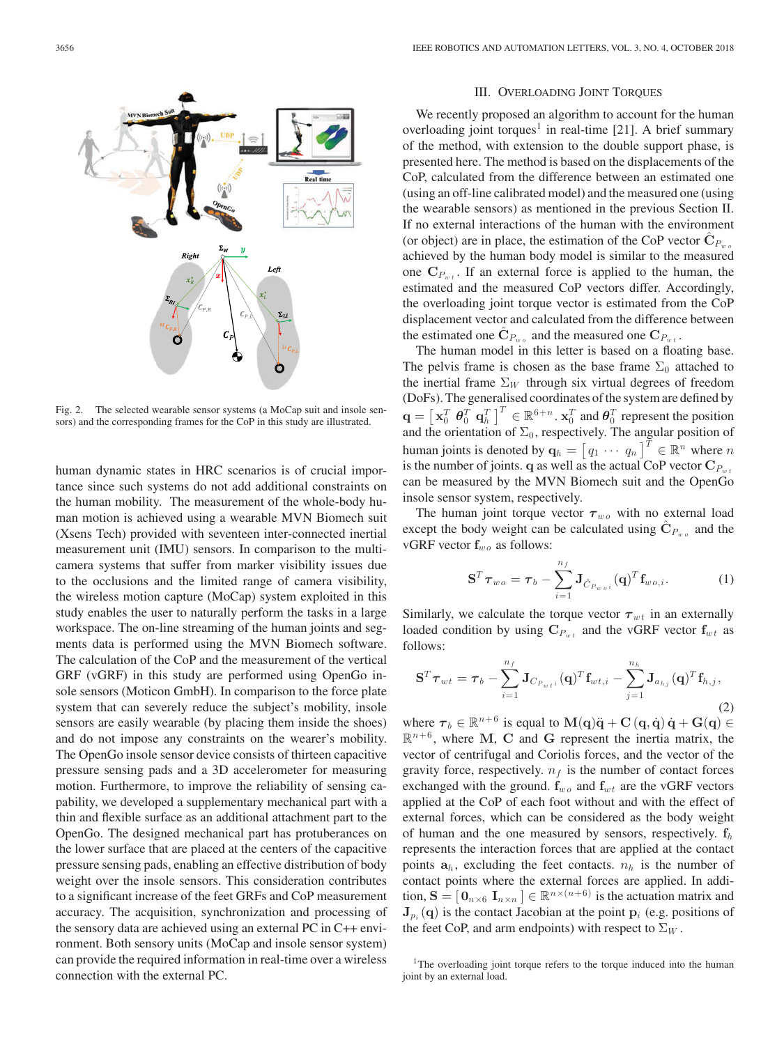Fig. 2. The selected wearable sensor systems (a MoCap suit and insole sensors) and the corresponding frames for the CoP in this study are illustrated.

human dynamic states in HRC scenarios is of crucial importance since such systems do not add additional constraints on the human mobility. The measurement of the whole-body human motion is achieved using a wearable MVN Biomech suit (Xsens Tech) provided with seventeen inter-connected inertial measurement unit (IMU) sensors. In comparison to the multi-camera systems that suffer from marker visibility issues due to the occlusions and the limited range of camera visibility, the wireless motion capture (MoCap) system exploited in this study enables the user to naturally perform the tasks in a large workspace. The on-line streaming of the human joints and segments data is performed using the MVN Biomech software. The calculation of the CoP and the measurement of the vertical GRF (vGRF) in this study are performed using OpenGo insole sensors (Moticon GmbH). In comparison to the force plate system that can severely reduce the subject's mobility, insole sensors are easily wearable (by placing them inside the shoes) and do not impose any constraints on the wearer's mobility. The OpenGo insole sensor device consists of thirteen capacitive pressure sensing pads and a 3D accelerometer for measuring motion. Furthermore, to improve the reliability of sensing capability, we developed a supplementary mechanical part with a thin and flexible surface as an additional attachment part to the OpenGo. The designed mechanical part has protuberances on the lower surface that are placed at the centers of the capacitive pressure sensing pads, enabling an effective distribution of body weight over the insole sensors. This consideration contributes to a significant increase of the feet GRFs and CoP measurement accuracy. The acquisition, synchronization and processing of the sensory data are achieved using an external PC in C++ environment. Both sensory units (MoCap and insole sensor system) can provide the required information in real-time over a wireless connection with the external PC.

## III. Overloading Joint Torques

We recently proposed an algorithm to account for the human overloading joint torques[1] in real-time [21]. A brief summary of the method, with extension to the double support phase, is presented here. The method is based on the displacements of the CoP, calculated from the difference between an estimated one (using an off-line calibrated model) and the measured one (using the wearable sensors) as mentioned in the previous Section II. If no external interactions of the human with the environment (or object) are in place, the estimation of the CoP vector $\hat{\mathbf{C}}_{P_{wo}}$ achieved by the human body model is similar to the measured one $\mathbf{C}_{P_{wt}}$. If an external force is applied to the human, the estimated and the measured CoP vectors differ. Accordingly, the overloading joint torque vector is estimated from the CoP displacement vector and calculated from the difference between the estimated one $\hat{\mathbf{C}}_{P_{wo}}$ and the measured one $\mathbf{C}_{P_{wt}}$.

The human model in this letter is based on a floating base. The pelvis frame is chosen as the base frame $\Sigma_0$ attached to the inertial frame $\Sigma_W$ through six virtual degrees of freedom (DoFs). The generalised coordinates of the system are defined by $\mathbf{q} = \begin{bmatrix} \mathbf{x}_0^T & \boldsymbol{\theta}_0^T & \mathbf{q}_h^T \end{bmatrix}^T \in \mathbb{R}^{6+n}$. $\mathbf{x}_0^T$ and $\boldsymbol{\theta}_0^T$ represent the position and the orientation of $\Sigma_0$, respectively. The angular position of human joints is denoted by $\mathbf{q}_h = \begin{bmatrix} q_1 & \cdots & q_n \end{bmatrix}^T \in \mathbb{R}^n$ where $n$ is the number of joints. $\mathbf{q}$ as well as the actual CoP vector $\mathbf{C}_{P_{wt}}$ can be measured by the MVN Biomech suit and the OpenGo insole sensor system, respectively.

The human joint torque vector $\boldsymbol{\tau}_{wo}$ with no external load except the body weight can be calculated using $\hat{\mathbf{C}}_{P_{wo}}$ and the vGRF vector $\mathbf{f}_{wo}$ as follows:

$$\mathbf{S}^T \boldsymbol{\tau}_{wo} = \boldsymbol{\tau}_b - \sum_{i=1}^{n_f} \mathbf{J}_{\hat{C}_{P_{wo\,i}}}(\mathbf{q})^T \mathbf{f}_{wo,i}. \tag{1}$$

Similarly, we calculate the torque vector $\boldsymbol{\tau}_{wt}$ in an externally loaded condition by using $\mathbf{C}_{P_{wt}}$ and the vGRF vector $\mathbf{f}_{wt}$ as follows:

$$\mathbf{S}^T \boldsymbol{\tau}_{wt} = \boldsymbol{\tau}_b - \sum_{i=1}^{n_f} \mathbf{J}_{C_{P_{wt\,i}}}(\mathbf{q})^T \mathbf{f}_{wt,i} - \sum_{j=1}^{n_h} \mathbf{J}_{a_{h\,j}}(\mathbf{q})^T \mathbf{f}_{h,j}, \tag{2}$$

where $\boldsymbol{\tau}_b \in \mathbb{R}^{n+6}$ is equal to $\mathbf{M}(\mathbf{q})\ddot{\mathbf{q}} + \mathbf{C}(\mathbf{q}, \dot{\mathbf{q}})\dot{\mathbf{q}} + \mathbf{G}(\mathbf{q}) \in \mathbb{R}^{n+6}$, where $\mathbf{M}$, $\mathbf{C}$ and $\mathbf{G}$ represent the inertia matrix, the vector of centrifugal and Coriolis forces, and the vector of the gravity force, respectively. $n_f$ is the number of contact forces exchanged with the ground. $\mathbf{f}_{wo}$ and $\mathbf{f}_{wt}$ are the vGRF vectors applied at the CoP of each foot without and with the effect of external forces, which can be considered as the body weight of human and the one measured by sensors, respectively. $\mathbf{f}_h$ represents the interaction forces that are applied at the contact points $\mathbf{a}_h$, excluding the feet contacts. $n_h$ is the number of contact points where the external forces are applied. In addition, $\mathbf{S} = \begin{bmatrix} \mathbf{0}_{n\times 6} & \mathbf{I}_{n\times n} \end{bmatrix} \in \mathbb{R}^{n\times(n+6)}$ is the actuation matrix and $\mathbf{J}_{p_i}(\mathbf{q})$ is the contact Jacobian at the point $\mathbf{p}_i$ (e.g. positions of the feet CoP, and arm endpoints) with respect to $\Sigma_W$.

[1]The overloading joint torque refers to the torque induced into the human joint by an external load.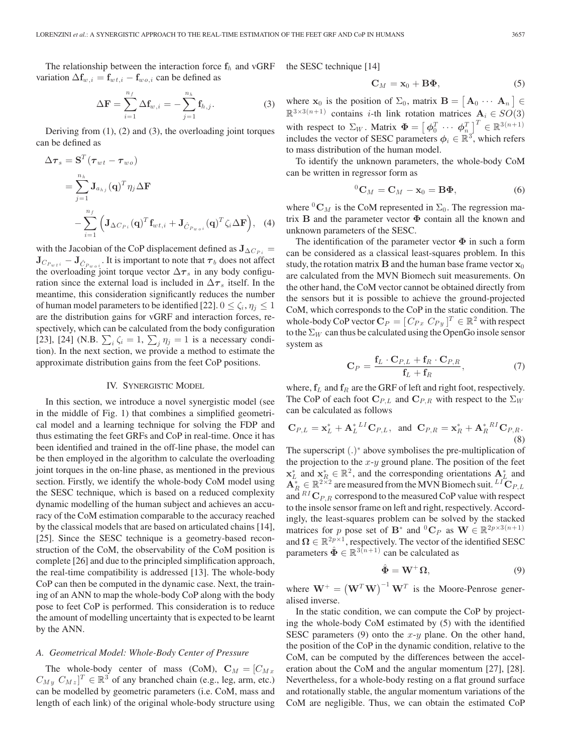The relationship between the interaction force $\mathbf{f}_h$ and vGRF variation $\Delta\mathbf{f}_{w,i} = \mathbf{f}_{wt,i} - \mathbf{f}_{wo,i}$ can be defined as

$$\Delta\mathbf{F} = \sum_{i=1}^{n_f} \Delta\mathbf{f}_{w,i} = -\sum_{j=1}^{n_h} \mathbf{f}_{h,j}. \tag{3}$$

Deriving from (1), (2) and (3), the overloading joint torques can be defined as

$$\begin{aligned}\Delta\boldsymbol{\tau}_s &= \mathbf{S}^T(\boldsymbol{\tau}_{wt} - \boldsymbol{\tau}_{wo}) \\ &= \sum_{j=1}^{n_h} \mathbf{J}_{a_{h_j}}(\mathbf{q})^T \eta_j \Delta\mathbf{F} \\ &\quad - \sum_{i=1}^{n_f} \left( \mathbf{J}_{\Delta C_{P_i}}(\mathbf{q})^T \mathbf{f}_{wt,i} + \mathbf{J}_{\hat{C}_{P_{wo\,i}}}(\mathbf{q})^T \zeta_i \Delta\mathbf{F} \right), \end{aligned} \tag{4}$$

with the Jacobian of the CoP displacement defined as $\mathbf{J}_{\Delta C_{P_i}} = \mathbf{J}_{C_{P_{wt\,i}}} - \mathbf{J}_{\hat{C}_{P_{wo\,i}}}$. It is important to note that $\boldsymbol{\tau}_b$ does not affect the overloading joint torque vector $\Delta\boldsymbol{\tau}_s$ in any body configuration since the external load is included in $\Delta\boldsymbol{\tau}_s$ itself. In the meantime, this consideration significantly reduces the number of human model parameters to be identified [22]. $0 \leq \zeta_i, \eta_j \leq 1$ are the distribution gains for vGRF and interaction forces, respectively, which can be calculated from the body configuration [23], [24] (N.B. $\sum_i \zeta_i = 1$, $\sum_j \eta_j = 1$ is a necessary condition). In the next section, we provide a method to estimate the approximate distribution gains from the feet CoP positions.

## IV. Synergistic Model

In this section, we introduce a novel synergistic model (see in the middle of Fig. 1) that combines a simplified geometrical model and a learning technique for solving the FDP and thus estimating the feet GRFs and CoP in real-time. Once it has been identified and trained in the off-line phase, the model can be then employed in the algorithm to calculate the overloading joint torques in the on-line phase, as mentioned in the previous section. Firstly, we identify the whole-body CoM model using the SESC technique, which is based on a reduced complexity dynamic modelling of the human subject and achieves an accuracy of the CoM estimation comparable to the accuracy reached by the classical models that are based on articulated chains [14], [25]. Since the SESC technique is a geometry-based reconstruction of the CoM, the observability of the CoM position is complete [26] and due to the principled simplification approach, the real-time compatibility is addressed [13]. The whole-body CoP can then be computed in the dynamic case. Next, the training of an ANN to map the whole-body CoP along with the body pose to feet CoP is performed. This consideration is to reduce the amount of modelling uncertainty that is expected to be learnt by the ANN.

### A. Geometrical Model: Whole-Body Center of Pressure

The whole-body center of mass (CoM), $\mathbf{C}_M = [C_{Mx}\ C_{My}\ C_{Mz}]^T \in \mathbb{R}^3$ of any branched chain (e.g., leg, arm, etc.) can be modelled by geometric parameters (i.e. CoM, mass and length of each link) of the original whole-body structure using the SESC technique [14]

$$\mathbf{C}_M = \mathbf{x}_0 + \mathbf{B}\boldsymbol{\Phi}, \tag{5}$$

where $\mathbf{x}_0$ is the position of $\Sigma_0$, matrix $\mathbf{B} = \begin{bmatrix} \mathbf{A}_0 & \cdots & \mathbf{A}_n \end{bmatrix} \in \mathbb{R}^{3\times 3(n+1)}$ contains $i$-th link rotation matrices $\mathbf{A}_i \in SO(3)$ with respect to $\Sigma_W$. Matrix $\boldsymbol{\Phi} = \begin{bmatrix} \boldsymbol{\phi}_0^T & \cdots & \boldsymbol{\phi}_n^T \end{bmatrix}^T \in \mathbb{R}^{3(n+1)}$ includes the vector of SESC parameters $\boldsymbol{\phi}_i \in \mathbb{R}^3$, which refers to mass distribution of the human model.

To identify the unknown parameters, the whole-body CoM can be written in regressor form as

$${}^{0}\mathbf{C}_M = \mathbf{C}_M - \mathbf{x}_0 = \mathbf{B}\boldsymbol{\Phi}, \tag{6}$$

where ${}^{0}\mathbf{C}_M$ is the CoM represented in $\Sigma_0$. The regression matrix $\mathbf{B}$ and the parameter vector $\boldsymbol{\Phi}$ contain all the known and unknown parameters of the SESC.

The identification of the parameter vector $\boldsymbol{\Phi}$ in such a form can be considered as a classical least-squares problem. In this study, the rotation matrix $\mathbf{B}$ and the human base frame vector $\mathbf{x}_0$ are calculated from the MVN Biomech suit measurements. On the other hand, the CoM vector cannot be obtained directly from the sensors but it is possible to achieve the ground-projected CoM, which corresponds to the CoP in the static condition. The whole-body CoP vector $\mathbf{C}_P = [C_{Px}\ C_{Py}]^T \in \mathbb{R}^2$ with respect to the $\Sigma_W$ can thus be calculated using the OpenGo insole sensor system as

$$\mathbf{C}_P = \frac{\mathbf{f}_L \cdot \mathbf{C}_{P,L} + \mathbf{f}_R \cdot \mathbf{C}_{P,R}}{\mathbf{f}_L + \mathbf{f}_R}, \tag{7}$$

where, $\mathbf{f}_L$ and $\mathbf{f}_R$ are the GRF of left and right foot, respectively. The CoP of each foot $\mathbf{C}_{P,L}$ and $\mathbf{C}_{P,R}$ with respect to the $\Sigma_W$ can be calculated as follows

$$\mathbf{C}_{P,L} = \mathbf{x}_L^* + \mathbf{A}_L^{*\,LI}\mathbf{C}_{P,L}, \ \text{ and } \ \mathbf{C}_{P,R} = \mathbf{x}_R^* + \mathbf{A}_R^{*\,RI}\mathbf{C}_{P,R}. \tag{8}$$

The superscript $(.)^*$ above symbolises the pre-multiplication of the projection to the $x$-$y$ ground plane. The position of the feet $\mathbf{x}_L^*$ and $\mathbf{x}_R^* \in \mathbb{R}^2$, and the corresponding orientations $\mathbf{A}_L^*$ and $\mathbf{A}_R^* \in \mathbb{R}^{2\times 2}$ are measured from the MVN Biomech suit. ${}^{LI}\mathbf{C}_{P,L}$ and ${}^{RI}\mathbf{C}_{P,R}$ correspond to the measured CoP value with respect to the insole sensor frame on left and right, respectively. Accordingly, the least-squares problem can be solved by the stacked matrices for $p$ pose set of $\mathbf{B}^*$ and ${}^{0}\mathbf{C}_P$ as $\mathbf{W} \in \mathbb{R}^{2p\times 3(n+1)}$ and $\boldsymbol{\Omega} \in \mathbb{R}^{2p\times 1}$, respectively. The vector of the identified SESC parameters $\hat{\boldsymbol{\Phi}} \in \mathbb{R}^{3(n+1)}$ can be calculated as

$$\hat{\boldsymbol{\Phi}} = \mathbf{W}^+ \boldsymbol{\Omega}, \tag{9}$$

where $\mathbf{W}^+ = \left(\mathbf{W}^T\mathbf{W}\right)^{-1}\mathbf{W}^T$ is the Moore-Penrose generalised inverse.

In the static condition, we can compute the CoP by projecting the whole-body CoM estimated by (5) with the identified SESC parameters (9) onto the $x$-$y$ plane. On the other hand, the position of the CoP in the dynamic condition, relative to the CoM, can be computed by the differences between the acceleration about the CoM and the angular momentum [27], [28]. Nevertheless, for a whole-body resting on a flat ground surface and rotationally stable, the angular momentum variations of the CoM are negligible. Thus, we can obtain the estimated CoP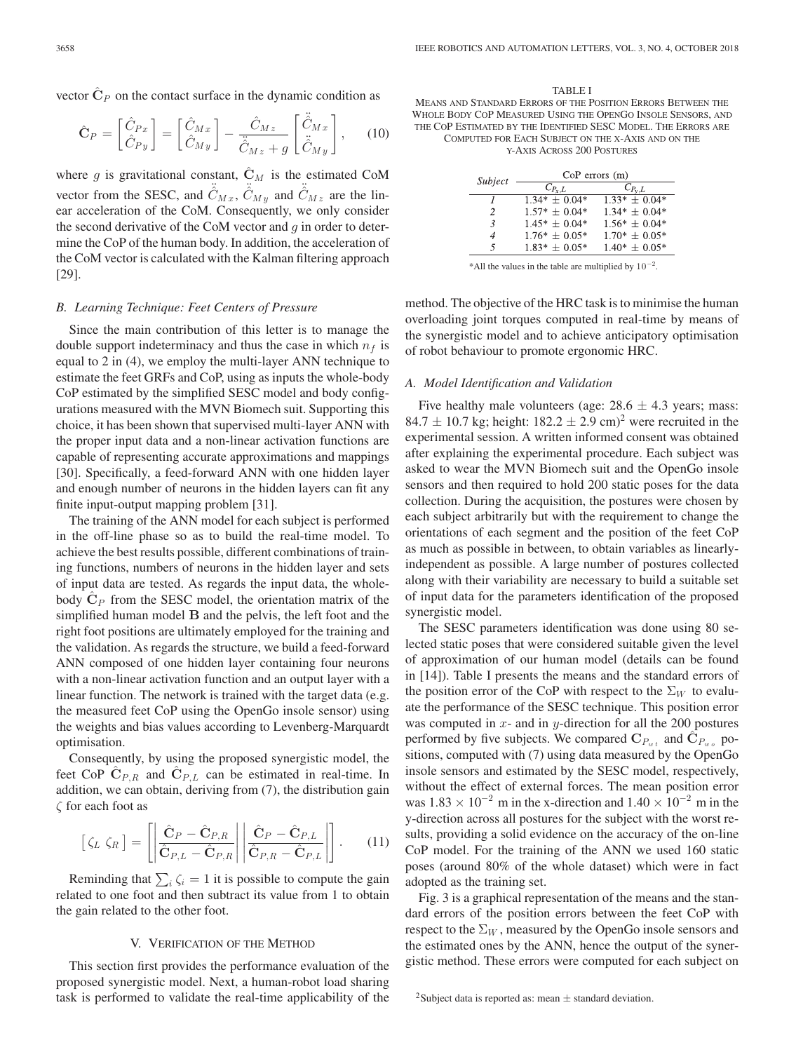vector $\hat{\mathbf{C}}_P$ on the contact surface in the dynamic condition as

$$\hat{\mathbf{C}}_P = \begin{bmatrix} \hat{C}_{Px} \\ \hat{C}_{Py} \end{bmatrix} = \begin{bmatrix} \hat{C}_{Mx} \\ \hat{C}_{My} \end{bmatrix} - \frac{\hat{C}_{Mz}}{\ddot{\hat{C}}_{Mz} + g} \begin{bmatrix} \ddot{\hat{C}}_{Mx} \\ \ddot{\hat{C}}_{My} \end{bmatrix}, \quad (10)$$

where $g$ is gravitational constant, $\hat{\mathbf{C}}_M$ is the estimated CoM vector from the SESC, and $\ddot{\hat{C}}_{Mx}$, $\ddot{\hat{C}}_{My}$ and $\ddot{\hat{C}}_{Mz}$ are the linear acceleration of the CoM. Consequently, we only consider the second derivative of the CoM vector and $g$ in order to determine the CoP of the human body. In addition, the acceleration of the CoM vector is calculated with the Kalman filtering approach [29].

### B. Learning Technique: Feet Centers of Pressure

Since the main contribution of this letter is to manage the double support indeterminacy and thus the case in which $n_f$ is equal to 2 in (4), we employ the multi-layer ANN technique to estimate the feet GRFs and CoP, using as inputs the whole-body CoP estimated by the simplified SESC model and body configurations measured with the MVN Biomech suit. Supporting this choice, it has been shown that supervised multi-layer ANN with the proper input data and a non-linear activation functions are capable of representing accurate approximations and mappings [30]. Specifically, a feed-forward ANN with one hidden layer and enough number of neurons in the hidden layers can fit any finite input-output mapping problem [31].

The training of the ANN model for each subject is performed in the off-line phase so as to build the real-time model. To achieve the best results possible, different combinations of training functions, numbers of neurons in the hidden layer and sets of input data are tested. As regards the input data, the whole-body $\hat{\mathbf{C}}_P$ from the SESC model, the orientation matrix of the simplified human model $\mathbf{B}$ and the pelvis, the left foot and the right foot positions are ultimately employed for the training and the validation. As regards the structure, we build a feed-forward ANN composed of one hidden layer containing four neurons with a non-linear activation function and an output layer with a linear function. The network is trained with the target data (e.g. the measured feet CoP using the OpenGo insole sensor) using the weights and bias values according to Levenberg-Marquardt optimisation.

Consequently, by using the proposed synergistic model, the feet CoP $\hat{\mathbf{C}}_{P,R}$ and $\hat{\mathbf{C}}_{P,L}$ can be estimated in real-time. In addition, we can obtain, deriving from (7), the distribution gain $\zeta$ for each foot as

$$\begin{bmatrix} \zeta_L & \zeta_R \end{bmatrix} = \begin{bmatrix} \left| \dfrac{\hat{\mathbf{C}}_P - \hat{\mathbf{C}}_{P,R}}{\hat{\mathbf{C}}_{P,L} - \hat{\mathbf{C}}_{P,R}} \right| & \left| \dfrac{\hat{\mathbf{C}}_P - \hat{\mathbf{C}}_{P,L}}{\hat{\mathbf{C}}_{P,R} - \hat{\mathbf{C}}_{P,L}} \right| \end{bmatrix}. \quad (11)$$

Reminding that $\sum_i \zeta_i = 1$ it is possible to compute the gain related to one foot and then subtract its value from 1 to obtain the gain related to the other foot.

## V. Verification of the Method

This section first provides the performance evaluation of the proposed synergistic model. Next, a human-robot load sharing task is performed to validate the real-time applicability of the method. The objective of the HRC task is to minimise the human overloading joint torques computed in real-time by means of the synergistic model and to achieve anticipatory optimisation of robot behaviour to promote ergonomic HRC.

TABLE I
Means and Standard Errors of the Position Errors Between the Whole Body CoP Measured Using the OpenGo Insole Sensors, and the CoP Estimated by the Identified SESC Model. The Errors are Computed for Each Subject on the x-Axis and on the y-Axis Across 200 Postures

| *Subject* | CoP errors (m) | |
|---|---|---|
| | $C_{P_x L}$ | $C_{P_y L}$ |
| *1* | 1.34* ± 0.04* | 1.33* ± 0.04* |
| *2* | 1.57* ± 0.04* | 1.34* ± 0.04* |
| *3* | 1.45* ± 0.04* | 1.56* ± 0.04* |
| *4* | 1.76* ± 0.05* | 1.70* ± 0.05* |
| *5* | 1.83* ± 0.05* | 1.40* ± 0.05* |

*All the values in the table are multiplied by $10^{-2}$.

### A. Model Identification and Validation

Five healthy male volunteers (age: $28.6 \pm 4.3$ years; mass: $84.7 \pm 10.7$ kg; height: $182.2 \pm 2.9$ cm)[2] were recruited in the experimental session. A written informed consent was obtained after explaining the experimental procedure. Each subject was asked to wear the MVN Biomech suit and the OpenGo insole sensors and then required to hold 200 static poses for the data collection. During the acquisition, the postures were chosen by each subject arbitrarily but with the requirement to change the orientations of each segment and the position of the feet CoP as much as possible in between, to obtain variables as linearly-independent as possible. A large number of postures collected along with their variability are necessary to build a suitable set of input data for the parameters identification of the proposed synergistic model.

The SESC parameters identification was done using 80 selected static poses that were considered suitable given the level of approximation of our human model (details can be found in [14]). Table I presents the means and the standard errors of the position error of the CoP with respect to the $\Sigma_W$ to evaluate the performance of the SESC technique. This position error was computed in $x$- and in $y$-direction for all the 200 postures performed by five subjects. We compared $\mathbf{C}_{P_{wt}}$ and $\hat{\mathbf{C}}_{P_{wo}}$ positions, computed with (7) using data measured by the OpenGo insole sensors and estimated by the SESC model, respectively, without the effect of external forces. The mean position error was $1.83 \times 10^{-2}$ m in the x-direction and $1.40 \times 10^{-2}$ m in the y-direction across all postures for the subject with the worst results, providing a solid evidence on the accuracy of the on-line CoP model. For the training of the ANN we used 160 static poses (around 80% of the whole dataset) which were in fact adopted as the training set.

Fig. 3 is a graphical representation of the means and the standard errors of the position errors between the feet CoP with respect to the $\Sigma_W$, measured by the OpenGo insole sensors and the estimated ones by the ANN, hence the output of the synergistic method. These errors were computed for each subject on

[2]Subject data is reported as: mean ± standard deviation.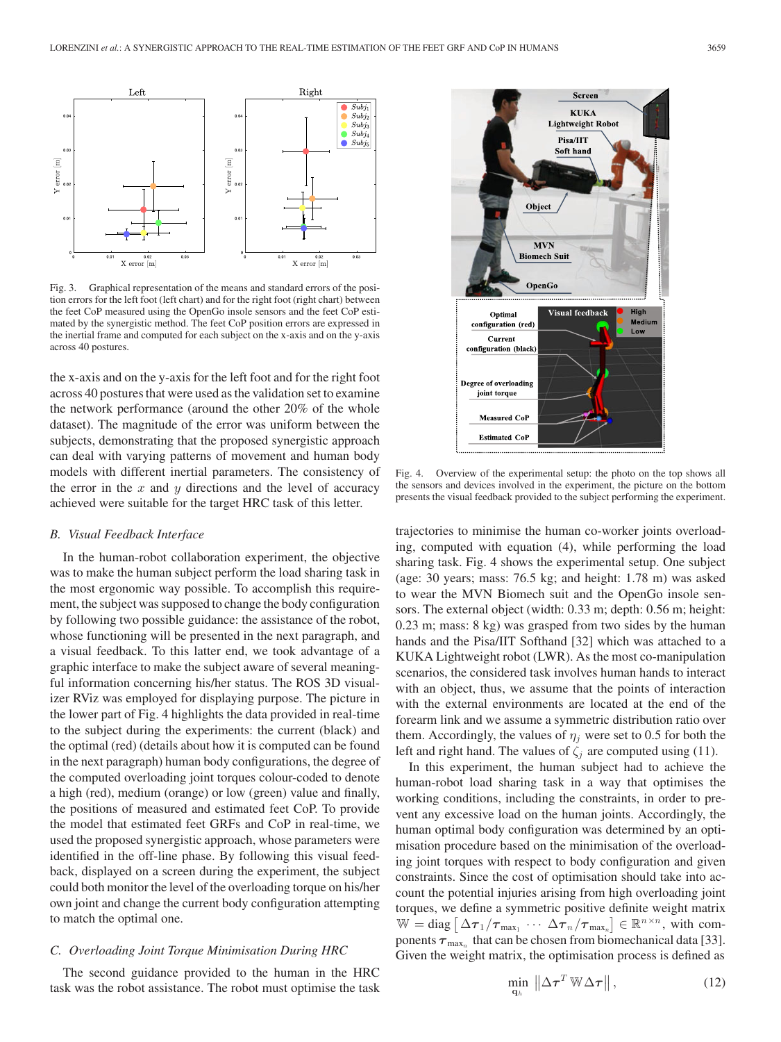Fig. 3. Graphical representation of the means and standard errors of the position errors for the left foot (left chart) and for the right foot (right chart) between the feet CoP measured using the OpenGo insole sensors and the feet CoP estimated by the synergistic method. The feet CoP position errors are expressed in the inertial frame and computed for each subject on the x-axis and on the y-axis across 40 postures.

the x-axis and on the y-axis for the left foot and for the right foot across 40 postures that were used as the validation set to examine the network performance (around the other 20% of the whole dataset). The magnitude of the error was uniform between the subjects, demonstrating that the proposed synergistic approach can deal with varying patterns of movement and human body models with different inertial parameters. The consistency of the error in the $x$ and $y$ directions and the level of accuracy achieved were suitable for the target HRC task of this letter.

### *B. Visual Feedback Interface*

In the human-robot collaboration experiment, the objective was to make the human subject perform the load sharing task in the most ergonomic way possible. To accomplish this requirement, the subject was supposed to change the body configuration by following two possible guidance: the assistance of the robot, whose functioning will be presented in the next paragraph, and a visual feedback. To this latter end, we took advantage of a graphic interface to make the subject aware of several meaningful information concerning his/her status. The ROS 3D visualizer RViz was employed for displaying purpose. The picture in the lower part of Fig. 4 highlights the data provided in real-time to the subject during the experiments: the current (black) and the optimal (red) (details about how it is computed can be found in the next paragraph) human body configurations, the degree of the computed overloading joint torques colour-coded to denote a high (red), medium (orange) or low (green) value and finally, the positions of measured and estimated feet CoP. To provide the model that estimated feet GRFs and CoP in real-time, we used the proposed synergistic approach, whose parameters were identified in the off-line phase. By following this visual feedback, displayed on a screen during the experiment, the subject could both monitor the level of the overloading torque on his/her own joint and change the current body configuration attempting to match the optimal one.

### *C. Overloading Joint Torque Minimisation During HRC*

The second guidance provided to the human in the HRC task was the robot assistance. The robot must optimise the task

Fig. 4. Overview of the experimental setup: the photo on the top shows all the sensors and devices involved in the experiment, the picture on the bottom presents the visual feedback provided to the subject performing the experiment.

trajectories to minimise the human co-worker joints overloading, computed with equation (4), while performing the load sharing task. Fig. 4 shows the experimental setup. One subject (age: 30 years; mass: 76.5 kg; and height: 1.78 m) was asked to wear the MVN Biomech suit and the OpenGo insole sensors. The external object (width: 0.33 m; depth: 0.56 m; height: 0.23 m; mass: 8 kg) was grasped from two sides by the human hands and the Pisa/IIT Softhand [32] which was attached to a KUKA Lightweight robot (LWR). As the most co-manipulation scenarios, the considered task involves human hands to interact with an object, thus, we assume that the points of interaction with the external environments are located at the end of the forearm link and we assume a symmetric distribution ratio over them. Accordingly, the values of $\eta_j$ were set to 0.5 for both the left and right hand. The values of $\zeta_j$ are computed using (11).

In this experiment, the human subject had to achieve the human-robot load sharing task in a way that optimises the working conditions, including the constraints, in order to prevent any excessive load on the human joints. Accordingly, the human optimal body configuration was determined by an optimisation procedure based on the minimisation of the overloading joint torques with respect to body configuration and given constraints. Since the cost of optimisation should take into account the potential injuries arising from high overloading joint torques, we define a symmetric positive definite weight matrix $\mathbb{W} = \text{diag}\left[\Delta\boldsymbol{\tau}_1/\boldsymbol{\tau}_{\max_1} \cdots \Delta\boldsymbol{\tau}_n/\boldsymbol{\tau}_{\max_n}\right] \in \mathbb{R}^{n\times n}$, with components $\boldsymbol{\tau}_{\max_n}$ that can be chosen from biomechanical data [33]. Given the weight matrix, the optimisation process is defined as

$$\min_{\mathbf{q}_h} \left\| \Delta\boldsymbol{\tau}^T \mathbb{W} \Delta\boldsymbol{\tau} \right\|, \tag{12}$$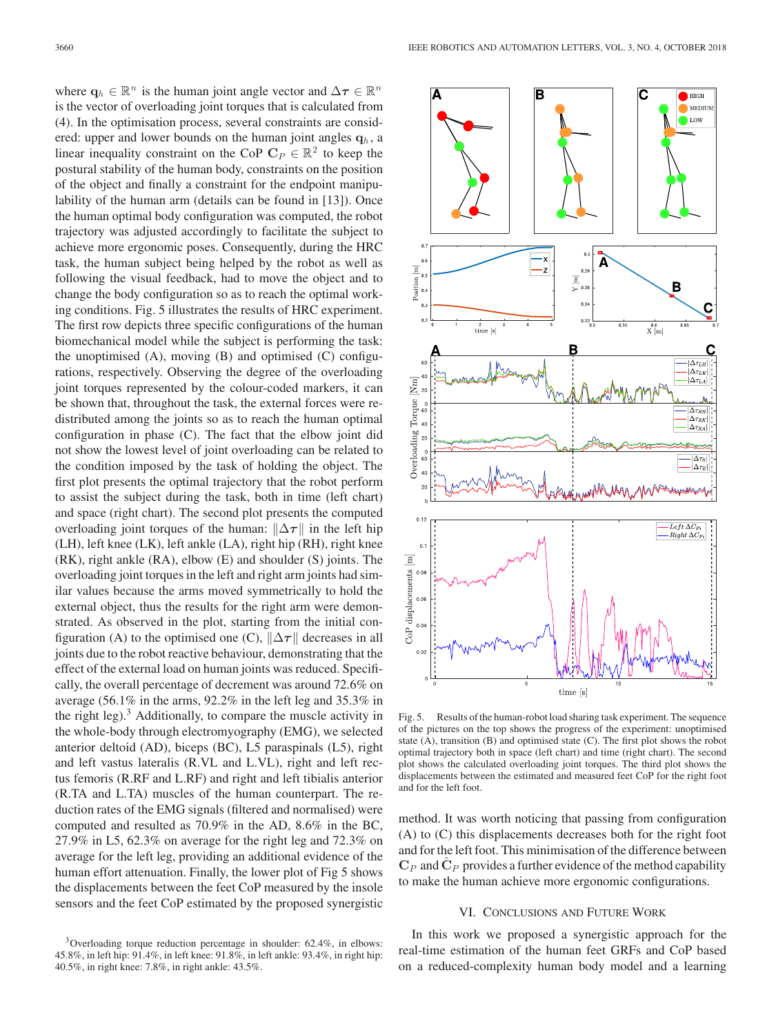where $\mathbf{q}_h \in \mathbb{R}^n$ is the human joint angle vector and $\Delta\boldsymbol{\tau} \in \mathbb{R}^n$ is the vector of overloading joint torques that is calculated from (4). In the optimisation process, several constraints are considered: upper and lower bounds on the human joint angles $\mathbf{q}_h$, a linear inequality constraint on the CoP $\mathbf{C}_P \in \mathbb{R}^2$ to keep the postural stability of the human body, constraints on the position of the object and finally a constraint for the endpoint manipulability of the human arm (details can be found in [13]). Once the human optimal body configuration was computed, the robot trajectory was adjusted accordingly to facilitate the subject to achieve more ergonomic poses. Consequently, during the HRC task, the human subject being helped by the robot as well as following the visual feedback, had to move the object and to change the body configuration so as to reach the optimal working conditions. Fig. 5 illustrates the results of HRC experiment. The first row depicts three specific configurations of the human biomechanical model while the subject is performing the task: the unoptimised (A), moving (B) and optimised (C) configurations, respectively. Observing the degree of the overloading joint torques represented by the colour-coded markers, it can be shown that, throughout the task, the external forces were redistributed among the joints so as to reach the human optimal configuration in phase (C). The fact that the elbow joint did not show the lowest level of joint overloading can be related to the condition imposed by the task of holding the object. The first plot presents the optimal trajectory that the robot perform to assist the subject during the task, both in time (left chart) and space (right chart). The second plot presents the computed overloading joint torques of the human: $\|\Delta\boldsymbol{\tau}\|$ in the left hip (LH), left knee (LK), left ankle (LA), right hip (RH), right knee (RK), right ankle (RA), elbow (E) and shoulder (S) joints. The overloading joint torques in the left and right arm joints had similar values because the arms moved symmetrically to hold the external object, thus the results for the right arm were demonstrated. As observed in the plot, starting from the initial configuration (A) to the optimised one (C), $\|\Delta\boldsymbol{\tau}\|$ decreases in all joints due to the robot reactive behaviour, demonstrating that the effect of the external load on human joints was reduced. Specifically, the overall percentage of decrement was around 72.6% on average (56.1% in the arms, 92.2% in the left leg and 35.3% in the right leg).[3] Additionally, to compare the muscle activity in the whole-body through electromyography (EMG), we selected anterior deltoid (AD), biceps (BC), L5 paraspinals (L5), right and left vastus lateralis (R.VL and L.VL), right and left rectus femoris (R.RF and L.RF) and right and left tibialis anterior (R.TA and L.TA) muscles of the human counterpart. The reduction rates of the EMG signals (filtered and normalised) were computed and resulted as 70.9% in the AD, 8.6% in the BC, 27.9% in L5, 62.3% on average for the right leg and 72.3% on average for the left leg, providing an additional evidence of the human effort attenuation. Finally, the lower plot of Fig 5 shows the displacements between the feet CoP measured by the insole sensors and the feet CoP estimated by the proposed synergistic method. It was worth noticing that passing from configuration (A) to (C) this displacements decreases both for the right foot and for the left foot. This minimisation of the difference between $\mathbf{C}_P$ and $\hat{\mathbf{C}}_P$ provides a further evidence of the method capability to make the human achieve more ergonomic configurations.

Fig. 5. Results of the human-robot load sharing task experiment. The sequence of the pictures on the top shows the progress of the experiment: unoptimised state (A), transition (B) and optimised state (C). The first plot shows the robot optimal trajectory both in space (left chart) and time (right chart). The second plot shows the calculated overloading joint torques. The third plot shows the displacements between the estimated and measured feet CoP for the right foot and for the left foot.

[3] Overloading torque reduction percentage in shoulder: 62.4%, in elbows: 45.8%, in left hip: 91.4%, in left knee: 91.8%, in left ankle: 93.4%, in right hip: 40.5%, in right knee: 7.8%, in right ankle: 43.5%.

## VI. Conclusions and Future Work

In this work we proposed a synergistic approach for the real-time estimation of the human feet GRFs and CoP based on a reduced-complexity human body model and a learning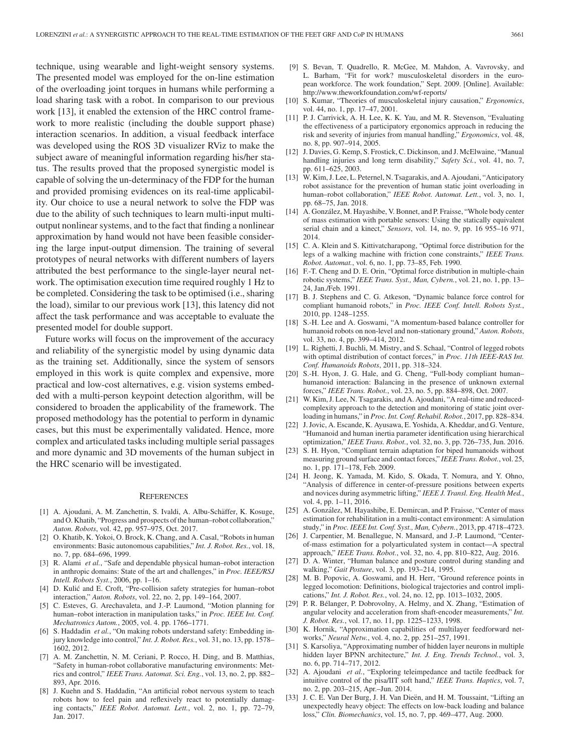technique, using wearable and light-weight sensory systems. The presented model was employed for the on-line estimation of the overloading joint torques in humans while performing a load sharing task with a robot. In comparison to our previous work [13], it enabled the extension of the HRC control framework to more realistic (including the double support phase) interaction scenarios. In addition, a visual feedback interface was developed using the ROS 3D visualizer RViz to make the subject aware of meaningful information regarding his/her status. The results proved that the proposed synergistic model is capable of solving the un-determinacy of the FDP for the human and provided promising evidences on its real-time applicability. Our choice to use a neural network to solve the FDP was due to the ability of such techniques to learn multi-input multi-output nonlinear systems, and to the fact that finding a nonlinear approximation by hand would not have been feasible considering the large input-output dimension. The training of several prototypes of neural networks with different numbers of layers attributed the best performance to the single-layer neural network. The optimisation execution time required roughly 1 Hz to be completed. Considering the task to be optimised (i.e., sharing the load), similar to our previous work [13], this latency did not affect the task performance and was acceptable to evaluate the presented model for double support.

Future works will focus on the improvement of the accuracy and reliability of the synergistic model by using dynamic data as the training set. Additionally, since the system of sensors employed in this work is quite complex and expensive, more practical and low-cost alternatives, e.g. vision systems embedded with a multi-person keypoint detection algorithm, will be considered to broaden the applicability of the framework. The proposed methodology has the potential to perform in dynamic cases, but this must be experimentally validated. Hence, more complex and articulated tasks including multiple serial passages and more dynamic and 3D movements of the human subject in the HRC scenario will be investigated.

## References

[1] A. Ajoudani, A. M. Zanchettin, S. Ivaldi, A. Albu-Schäffer, K. Kosuge, and O. Khatib, "Progress and prospects of the human–robot collaboration," *Auton. Robots*, vol. 42, pp. 957–975, Oct. 2017.

[2] O. Khatib, K. Yokoi, O. Brock, K. Chang, and A. Casal, "Robots in human environments: Basic autonomous capabilities," *Int. J. Robot. Res.*, vol. 18, no. 7, pp. 684–696, 1999.

[3] R. Alami *et al.*, "Safe and dependable physical human–robot interaction in anthropic domains: State of the art and challenges," in *Proc. IEEE/RSJ Intell. Robots Syst.*, 2006, pp. 1–16.

[4] D. Kulić and E. Croft, "Pre-collision safety strategies for human–robot interaction," *Auton. Robots*, vol. 22, no. 2, pp. 149–164, 2007.

[5] C. Esteves, G. Arechavaleta, and J.-P. Laumond, "Motion planning for human–robot interaction in manipulation tasks," in *Proc. IEEE Int. Conf. Mechatronics Autom.*, 2005, vol. 4. pp. 1766–1771.

[6] S. Haddadin *et al.*, "On making robots understand safety: Embedding injury knowledge into control," *Int. J. Robot. Res.*, vol. 31, no. 13, pp. 1578–1602, 2012.

[7] A. M. Zanchettin, N. M. Ceriani, P. Rocco, H. Ding, and B. Matthias, "Safety in human-robot collaborative manufacturing environments: Metrics and control," *IEEE Trans. Automat. Sci. Eng.*, vol. 13, no. 2, pp. 882–893, Apr. 2016.

[8] J. Kuehn and S. Haddadin, "An artificial robot nervous system to teach robots how to feel pain and reflexively react to potentially damaging contacts," *IEEE Robot. Automat. Lett.*, vol. 2, no. 1, pp. 72–79, Jan. 2017.

[9] S. Bevan, T. Quadrello, R. McGee, M. Mahdon, A. Vavrovsky, and L. Barham, "Fit for work? musculoskeletal disorders in the european workforce. The work foundation," Sept. 2009. [Online]. Available: http://www.theworkfoundation.com/wf-reports/

[10] S. Kumar, "Theories of musculoskeletal injury causation," *Ergonomics*, vol. 44, no. 1, pp. 17–47, 2001.

[11] P. J. Carrivick, A. H. Lee, K. K. Yau, and M. R. Stevenson, "Evaluating the effectiveness of a participatory ergonomics approach in reducing the risk and severity of injuries from manual handling," *Ergonomics*, vol. 48, no. 8, pp. 907–914, 2005.

[12] J. Davies, G. Kemp, S. Frostick, C. Dickinson, and J. McElwaine, "Manual handling injuries and long term disability," *Safety Sci.*, vol. 41, no. 7, pp. 611–625, 2003.

[13] W. Kim, J. Lee, L. Peternel, N. Tsagarakis, and A. Ajoudani, "Anticipatory robot assistance for the prevention of human static joint overloading in human–robot collaboration," *IEEE Robot. Automat. Lett.*, vol. 3, no. 1, pp. 68–75, Jan. 2018.

[14] A. González, M. Hayashibe, V. Bonnet, and P. Fraisse, "Whole body center of mass estimation with portable sensors: Using the statically equivalent serial chain and a kinect," *Sensors*, vol. 14, no. 9, pp. 16 955–16 971, 2014.

[15] C. A. Klein and S. Kittivatcharapong, "Optimal force distribution for the legs of a walking machine with friction cone constraints," *IEEE Trans. Robot. Automat.*, vol. 6, no. 1, pp. 73–85, Feb. 1990.

[16] F.-T. Cheng and D. E. Orin, "Optimal force distribution in multiple-chain robotic systems," *IEEE Trans. Syst., Man, Cybern.*, vol. 21, no. 1, pp. 13–24, Jan./Feb. 1991.

[17] B. J. Stephens and C. G. Atkeson, "Dynamic balance force control for compliant humanoid robots," in *Proc. IEEE Conf. Intell. Robots Syst.*, 2010, pp. 1248–1255.

[18] S.-H. Lee and A. Goswami, "A momentum-based balance controller for humanoid robots on non-level and non-stationary ground," *Auton. Robots*, vol. 33, no. 4, pp. 399–414, 2012.

[19] L. Righetti, J. Buchli, M. Mistry, and S. Schaal, "Control of legged robots with optimal distribution of contact forces," in *Proc. 11th IEEE-RAS Int. Conf. Humanoids Robots*, 2011, pp. 318–324.

[20] S.-H. Hyon, J. G. Hale, and G. Cheng, "Full-body compliant human–humanoid interaction: Balancing in the presence of unknown external forces," *IEEE Trans. Robot.*, vol. 23, no. 5, pp. 884–898, Oct. 2007.

[21] W. Kim, J. Lee, N. Tsagarakis, and A. Ajoudani, "A real-time and reduced-complexity approach to the detection and monitoring of static joint overloading in humans," in *Proc. Int. Conf. Rehabil. Robot.*, 2017, pp. 828–834.

[22] J. Jovic, A. Escande, K. Ayusawa, E. Yoshida, A. Kheddar, and G. Venture, "Humanoid and human inertia parameter identification using hierarchical optimization," *IEEE Trans. Robot.*, vol. 32, no. 3, pp. 726–735, Jun. 2016.

[23] S. H. Hyon, "Compliant terrain adaptation for biped humanoids without measuring ground surface and contact forces," *IEEE Trans. Robot.*, vol. 25, no. 1, pp. 171–178, Feb. 2009.

[24] H. Jeong, K. Yamada, M. Kido, S. Okada, T. Nomura, and Y. Ohno, "Analysis of difference in center-of-pressure positions between experts and novices during asymmetric lifting," *IEEE J. Transl. Eng. Health Med.*, vol. 4, pp. 1–11, 2016.

[25] A. González, M. Hayashibe, E. Demircan, and P. Fraisse, "Center of mass estimation for rehabilitation in a multi-contact environment: A simulation study," in *Proc. IEEE Int. Conf. Syst., Man, Cybern.*, 2013, pp. 4718–4723.

[26] J. Carpentier, M. Benallegue, N. Mansard, and J.-P. Laumond, "Center-of-mass estimation for a polyarticulated system in contact—A spectral approach," *IEEE Trans. Robot.*, vol. 32, no. 4, pp. 810–822, Aug. 2016.

[27] D. A. Winter, "Human balance and posture control during standing and walking," *Gait Posture*, vol. 3, pp. 193–214, 1995.

[28] M. B. Popovic, A. Goswami, and H. Herr, "Ground reference points in legged locomotion: Definitions, biological trajectories and control implications," *Int. J. Robot. Res.*, vol. 24, no. 12, pp. 1013–1032, 2005.

[29] P. R. Bélanger, P. Dobrovolny, A. Helmy, and X. Zhang, "Estimation of angular velocity and acceleration from shaft-encoder measurements," *Int. J. Robot. Res.*, vol. 17, no. 11, pp. 1225–1233, 1998.

[30] K. Hornik, "Approximation capabilities of multilayer feedforward networks," *Neural Netw.*, vol. 4, no. 2, pp. 251–257, 1991.

[31] S. Karsoliya, "Approximating number of hidden layer neurons in multiple hidden layer BPNN architecture," *Int. J. Eng. Trends Technol.*, vol. 3, no. 6, pp. 714–717, 2012.

[32] A. Ajoudani *et al.*, "Exploring teleimpedance and tactile feedback for intuitive control of the pisa/IIT soft hand," *IEEE Trans. Haptics*, vol. 7, no. 2, pp. 203–215, Apr.–Jun. 2014.

[33] J. C. E. Van Der Burg, J. H. Van Dieën, and H. M. Toussaint, "Lifting an unexpectedly heavy object: The effects on low-back loading and balance loss," *Clin. Biomechanics*, vol. 15, no. 7, pp. 469–477, Aug. 2000.